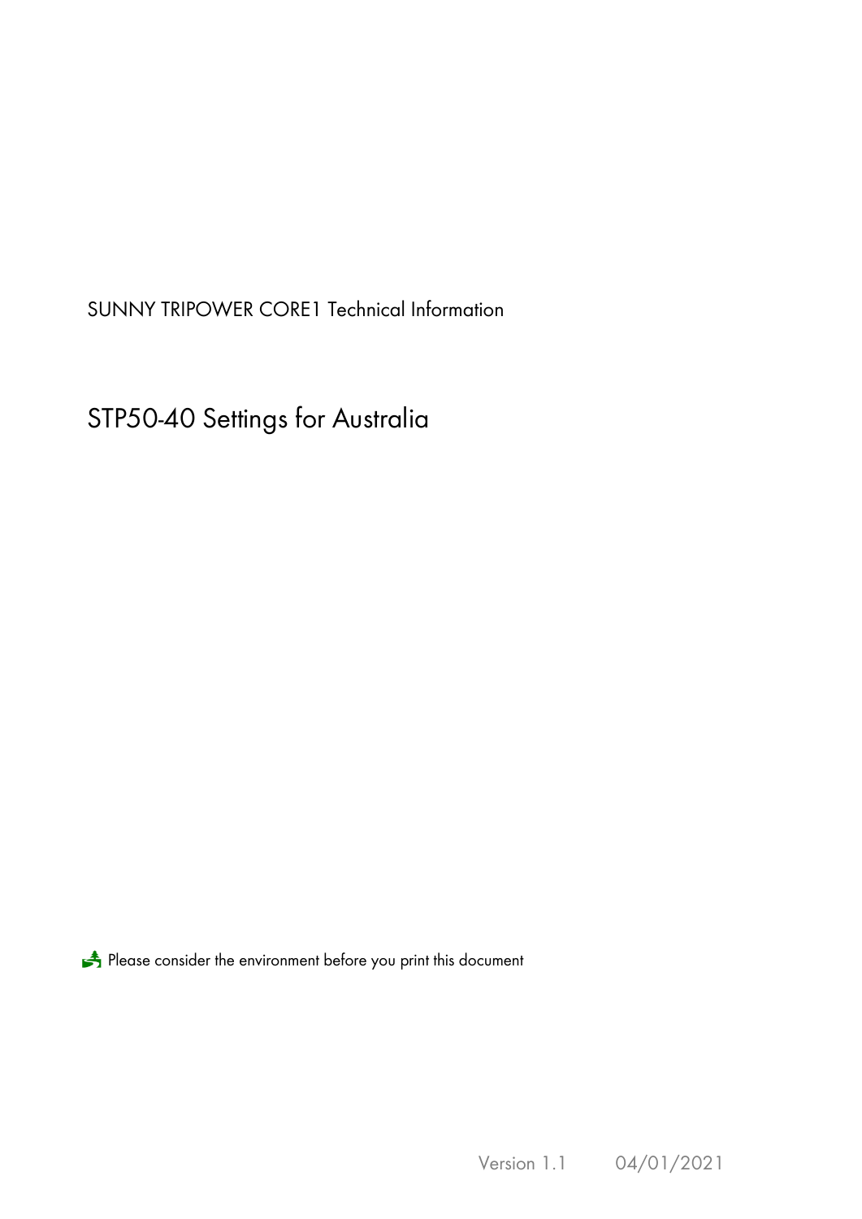SUNNY TRIPOWER CORE1 Technical Information

# STP50-40 Settings for Australia

Please consider the environment before you print this document

Version 1.1 04/01/2021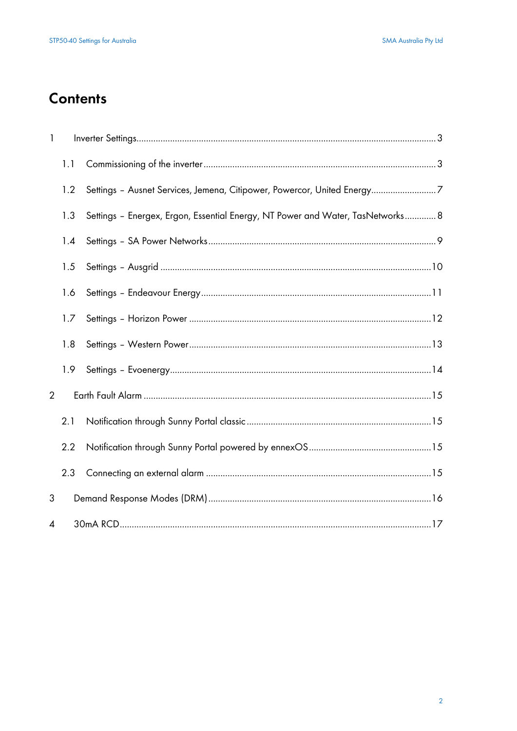# Contents

1 Inverter Settings ........ 3

- 1.1 Commissioning of the inverter ........ 3
- 1.2 Settings – Ausnet Services, Jemena, Citipower, Powercor, United Energy ........ 7
- 1.3 Settings – Energex, Ergon, Essential Energy, NT Power and Water, TasNetworks ........ 8
- 1.4 Settings – SA Power Networks ........ 9
- 1.5 Settings – Ausgrid ........ 10
- 1.6 Settings – Endeavour Energy ........ 11
- 1.7 Settings – Horizon Power ........ 12
- 1.8 Settings – Western Power ........ 13
- 1.9 Settings – Evoenergy ........ 14

2 Earth Fault Alarm ........ 15

- 2.1 Notification through Sunny Portal classic ........ 15
- 2.2 Notification through Sunny Portal powered by ennexOS ........ 15
- 2.3 Connecting an external alarm ........ 15

3 Demand Response Modes (DRM) ........ 16

4 30mA RCD ........ 17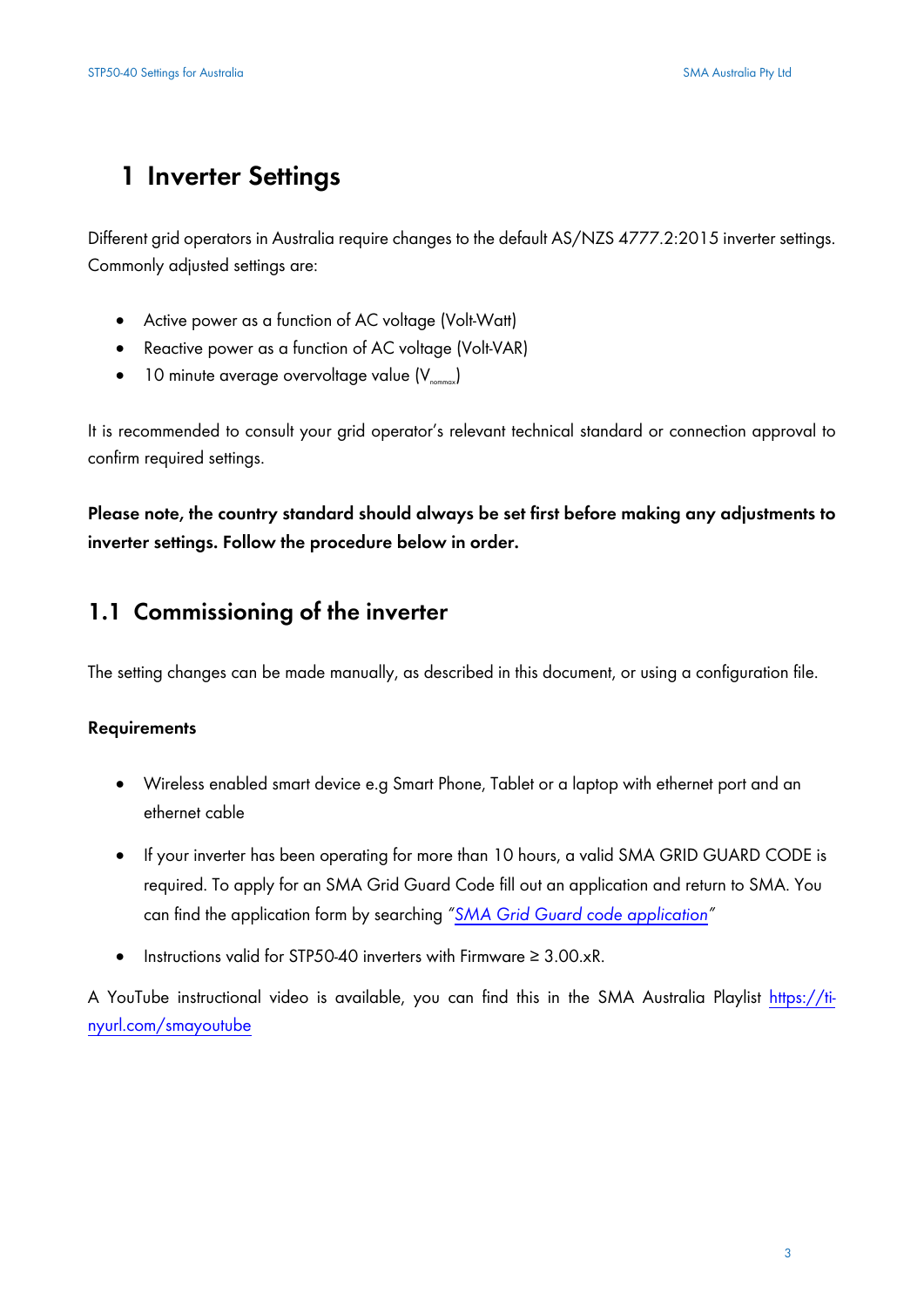# 1 Inverter Settings

Different grid operators in Australia require changes to the default AS/NZS 4777.2:2015 inverter settings. Commonly adjusted settings are:

- Active power as a function of AC voltage (Volt-Watt)
- Reactive power as a function of AC voltage (Volt-VAR)
- 10 minute average overvoltage value ($V_{nommax}$)

It is recommended to consult your grid operator's relevant technical standard or connection approval to confirm required settings.

**Please note, the country standard should always be set first before making any adjustments to inverter settings. Follow the procedure below in order.**

## 1.1 Commissioning of the inverter

The setting changes can be made manually, as described in this document, or using a configuration file.

**Requirements**

- Wireless enabled smart device e.g Smart Phone, Tablet or a laptop with ethernet port and an ethernet cable
- If your inverter has been operating for more than 10 hours, a valid SMA GRID GUARD CODE is required. To apply for an SMA Grid Guard Code fill out an application and return to SMA. You can find the application form by searching *"SMA Grid Guard code application"*
- Instructions valid for STP50-40 inverters with Firmware ≥ 3.00.xR.

A YouTube instructional video is available, you can find this in the SMA Australia Playlist https://tinyurl.com/smayoutube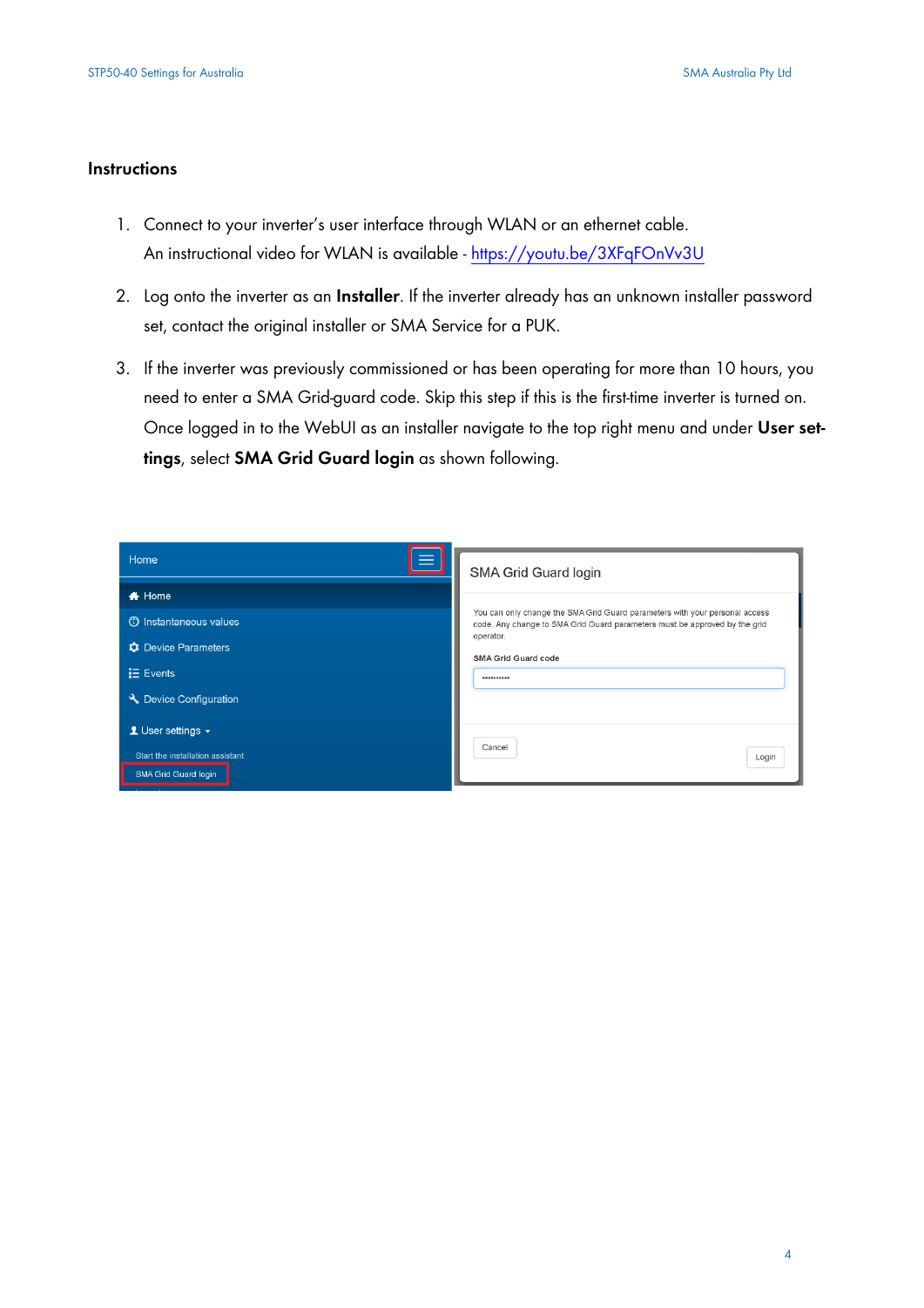## Instructions

1. Connect to your inverter's user interface through WLAN or an ethernet cable.
   An instructional video for WLAN is available - [https://youtu.be/3XFqFOnVv3U](https://youtu.be/3XFqFOnVv3U)

2. Log onto the inverter as an **Installer**. If the inverter already has an unknown installer password set, contact the original installer or SMA Service for a PUK.

3. If the inverter was previously commissioned or has been operating for more than 10 hours, you need to enter a SMA Grid-guard code. Skip this step if this is the first-time inverter is turned on. Once logged in to the WebUI as an installer navigate to the top right menu and under **User settings**, select **SMA Grid Guard login** as shown following.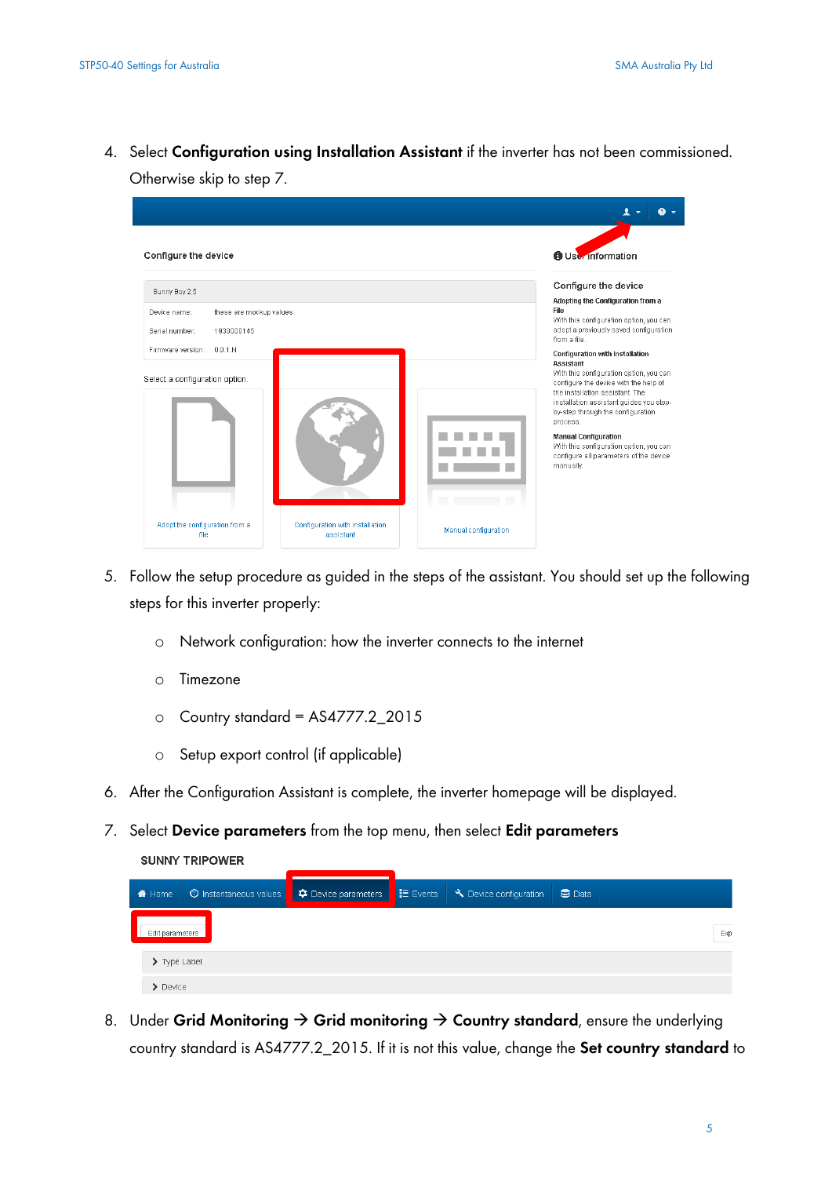4. Select **Configuration using Installation Assistant** if the inverter has not been commissioned. Otherwise skip to step 7.

5. Follow the setup procedure as guided in the steps of the assistant. You should set up the following steps for this inverter properly:

   - Network configuration: how the inverter connects to the internet
   - Timezone
   - Country standard = AS4777.2_2015
   - Setup export control (if applicable)

6. After the Configuration Assistant is complete, the inverter homepage will be displayed.

7. Select **Device parameters** from the top menu, then select **Edit parameters**

8. Under **Grid Monitoring → Grid monitoring → Country standard**, ensure the underlying country standard is AS4777.2_2015. If it is not this value, change the **Set country standard** to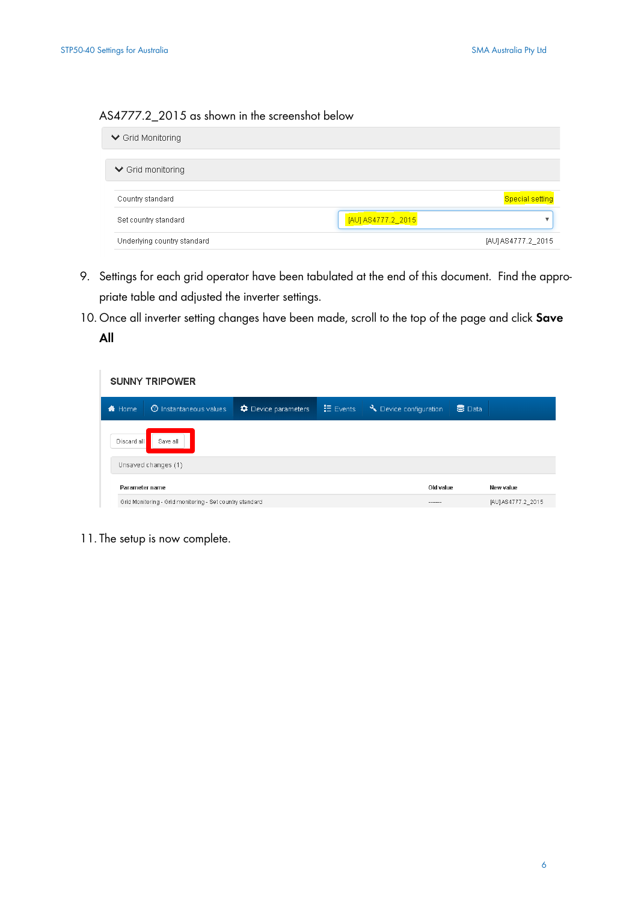AS4777.2_2015 as shown in the screenshot below

| Grid Monitoring | |
|---|---|
| **Grid monitoring** | |
| Country standard | Special setting |
| Set country standard | [AU] AS4777.2_2015 |
| Underlying country standard | [AU] AS4777.2_2015 |

9. Settings for each grid operator have been tabulated at the end of this document. Find the appropriate table and adjusted the inverter settings.
10. Once all inverter setting changes have been made, scroll to the top of the page and click **Save All**

SUNNY TRIPOWER

Home | Instantaneous values | Device parameters | Events | Device configuration | Data

Discard all | Save all

Unsaved changes (1)

| Parameter name | Old value | New value |
|---|---|---|
| Grid Monitoring - Grid monitoring - Set country standard | ------- | [AU] AS4777.2_2015 |

11. The setup is now complete.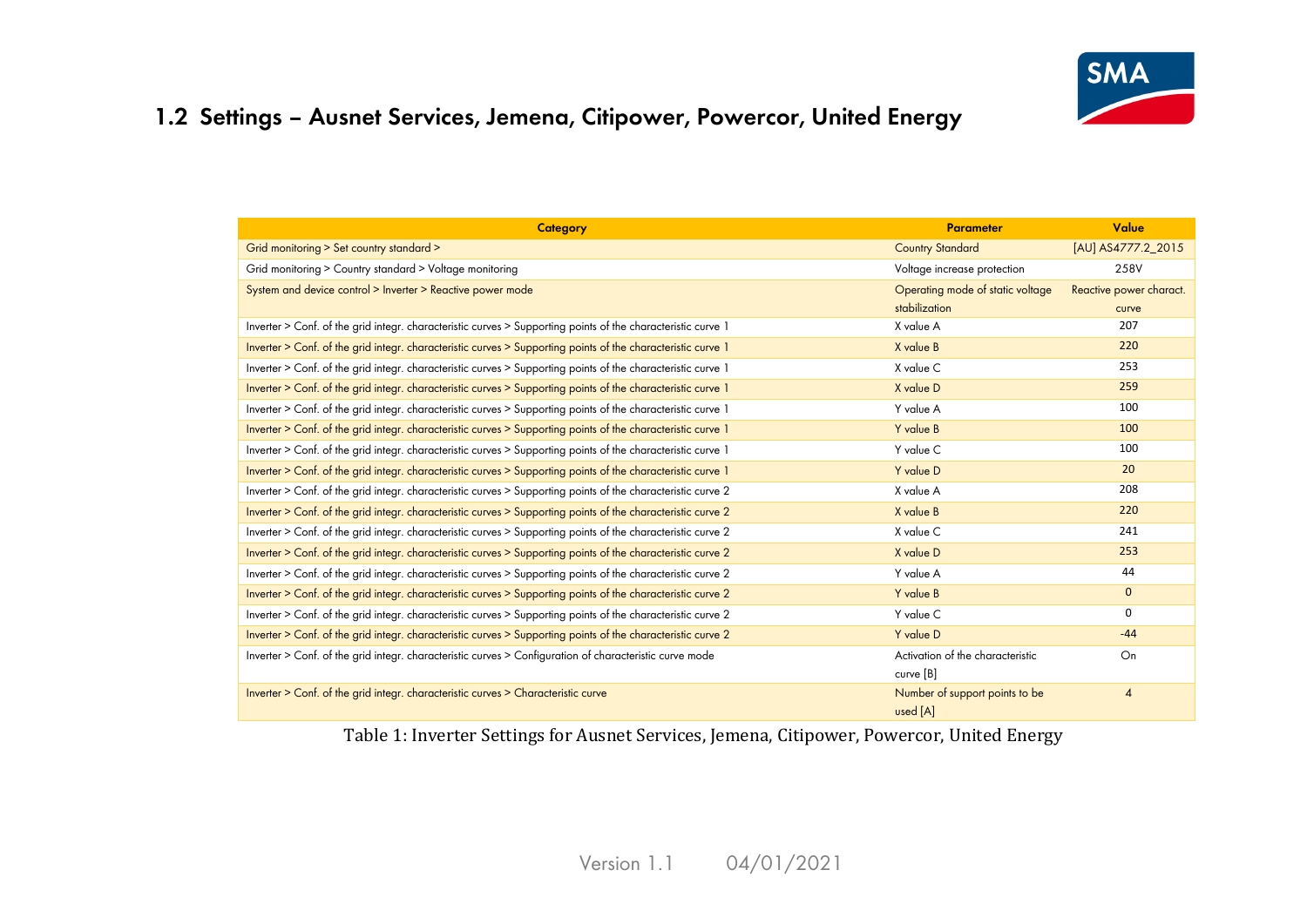## 1.2 Settings – Ausnet Services, Jemena, Citipower, Powercor, United Energy

| Category | Parameter | Value |
|---|---|---|
| Grid monitoring > Set country standard > | Country Standard | [AU] AS4777.2_2015 |
| Grid monitoring > Country standard > Voltage monitoring | Voltage increase protection | 258V |
| System and device control > Inverter > Reactive power mode | Operating mode of static voltage stabilization | Reactive power charact. curve |
| Inverter > Conf. of the grid integr. characteristic curves > Supporting points of the characteristic curve 1 | X value A | 207 |
| Inverter > Conf. of the grid integr. characteristic curves > Supporting points of the characteristic curve 1 | X value B | 220 |
| Inverter > Conf. of the grid integr. characteristic curves > Supporting points of the characteristic curve 1 | X value C | 253 |
| Inverter > Conf. of the grid integr. characteristic curves > Supporting points of the characteristic curve 1 | X value D | 259 |
| Inverter > Conf. of the grid integr. characteristic curves > Supporting points of the characteristic curve 1 | Y value A | 100 |
| Inverter > Conf. of the grid integr. characteristic curves > Supporting points of the characteristic curve 1 | Y value B | 100 |
| Inverter > Conf. of the grid integr. characteristic curves > Supporting points of the characteristic curve 1 | Y value C | 100 |
| Inverter > Conf. of the grid integr. characteristic curves > Supporting points of the characteristic curve 1 | Y value D | 20 |
| Inverter > Conf. of the grid integr. characteristic curves > Supporting points of the characteristic curve 2 | X value A | 208 |
| Inverter > Conf. of the grid integr. characteristic curves > Supporting points of the characteristic curve 2 | X value B | 220 |
| Inverter > Conf. of the grid integr. characteristic curves > Supporting points of the characteristic curve 2 | X value C | 241 |
| Inverter > Conf. of the grid integr. characteristic curves > Supporting points of the characteristic curve 2 | X value D | 253 |
| Inverter > Conf. of the grid integr. characteristic curves > Supporting points of the characteristic curve 2 | Y value A | 44 |
| Inverter > Conf. of the grid integr. characteristic curves > Supporting points of the characteristic curve 2 | Y value B | 0 |
| Inverter > Conf. of the grid integr. characteristic curves > Supporting points of the characteristic curve 2 | Y value C | 0 |
| Inverter > Conf. of the grid integr. characteristic curves > Supporting points of the characteristic curve 2 | Y value D | -44 |
| Inverter > Conf. of the grid integr. characteristic curves > Configuration of characteristic curve mode | Activation of the characteristic curve [B] | On |
| Inverter > Conf. of the grid integr. characteristic curves > Characteristic curve | Number of support points to be used [A] | 4 |

Table 1: Inverter Settings for Ausnet Services, Jemena, Citipower, Powercor, United Energy

Version 1.1 04/01/2021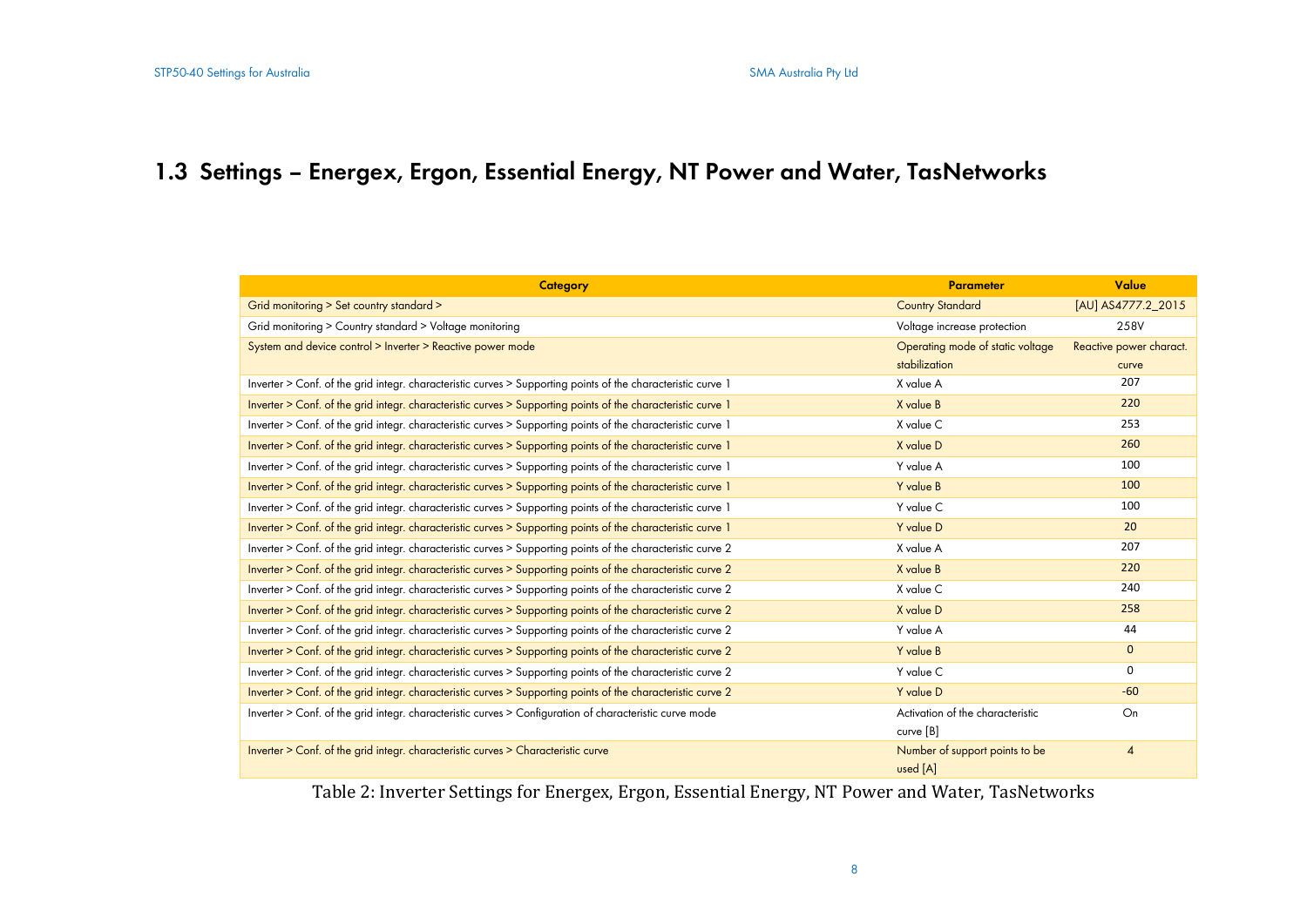## 1.3 Settings – Energex, Ergon, Essential Energy, NT Power and Water, TasNetworks

| Category | Parameter | Value |
|---|---|---|
| Grid monitoring > Set country standard > | Country Standard | [AU] AS4777.2_2015 |
| Grid monitoring > Country standard > Voltage monitoring | Voltage increase protection | 258V |
| System and device control > Inverter > Reactive power mode | Operating mode of static voltage stabilization | Reactive power charact. curve |
| Inverter > Conf. of the grid integr. characteristic curves > Supporting points of the characteristic curve 1 | X value A | 207 |
| Inverter > Conf. of the grid integr. characteristic curves > Supporting points of the characteristic curve 1 | X value B | 220 |
| Inverter > Conf. of the grid integr. characteristic curves > Supporting points of the characteristic curve 1 | X value C | 253 |
| Inverter > Conf. of the grid integr. characteristic curves > Supporting points of the characteristic curve 1 | X value D | 260 |
| Inverter > Conf. of the grid integr. characteristic curves > Supporting points of the characteristic curve 1 | Y value A | 100 |
| Inverter > Conf. of the grid integr. characteristic curves > Supporting points of the characteristic curve 1 | Y value B | 100 |
| Inverter > Conf. of the grid integr. characteristic curves > Supporting points of the characteristic curve 1 | Y value C | 100 |
| Inverter > Conf. of the grid integr. characteristic curves > Supporting points of the characteristic curve 1 | Y value D | 20 |
| Inverter > Conf. of the grid integr. characteristic curves > Supporting points of the characteristic curve 2 | X value A | 207 |
| Inverter > Conf. of the grid integr. characteristic curves > Supporting points of the characteristic curve 2 | X value B | 220 |
| Inverter > Conf. of the grid integr. characteristic curves > Supporting points of the characteristic curve 2 | X value C | 240 |
| Inverter > Conf. of the grid integr. characteristic curves > Supporting points of the characteristic curve 2 | X value D | 258 |
| Inverter > Conf. of the grid integr. characteristic curves > Supporting points of the characteristic curve 2 | Y value A | 44 |
| Inverter > Conf. of the grid integr. characteristic curves > Supporting points of the characteristic curve 2 | Y value B | 0 |
| Inverter > Conf. of the grid integr. characteristic curves > Supporting points of the characteristic curve 2 | Y value C | 0 |
| Inverter > Conf. of the grid integr. characteristic curves > Supporting points of the characteristic curve 2 | Y value D | -60 |
| Inverter > Conf. of the grid integr. characteristic curves > Configuration of characteristic curve mode | Activation of the characteristic curve [B] | On |
| Inverter > Conf. of the grid integr. characteristic curves > Characteristic curve | Number of support points to be used [A] | 4 |

Table 2: Inverter Settings for Energex, Ergon, Essential Energy, NT Power and Water, TasNetworks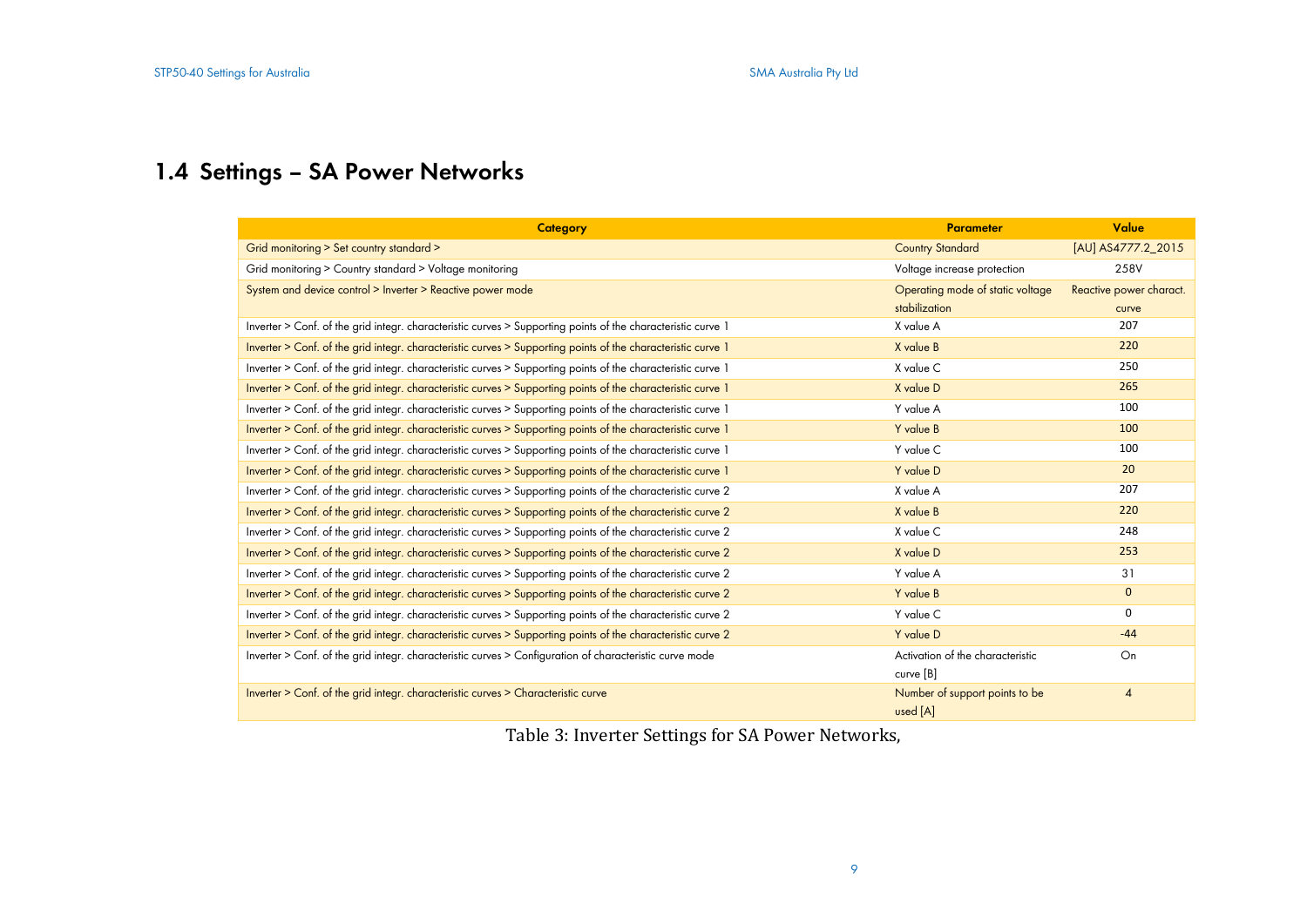## 1.4 Settings – SA Power Networks

| Category | Parameter | Value |
|---|---|---|
| Grid monitoring > Set country standard > | Country Standard | [AU] AS4777.2_2015 |
| Grid monitoring > Country standard > Voltage monitoring | Voltage increase protection | 258V |
| System and device control > Inverter > Reactive power mode | Operating mode of static voltage stabilization | Reactive power charact. curve |
| Inverter > Conf. of the grid integr. characteristic curves > Supporting points of the characteristic curve 1 | X value A | 207 |
| Inverter > Conf. of the grid integr. characteristic curves > Supporting points of the characteristic curve 1 | X value B | 220 |
| Inverter > Conf. of the grid integr. characteristic curves > Supporting points of the characteristic curve 1 | X value C | 250 |
| Inverter > Conf. of the grid integr. characteristic curves > Supporting points of the characteristic curve 1 | X value D | 265 |
| Inverter > Conf. of the grid integr. characteristic curves > Supporting points of the characteristic curve 1 | Y value A | 100 |
| Inverter > Conf. of the grid integr. characteristic curves > Supporting points of the characteristic curve 1 | Y value B | 100 |
| Inverter > Conf. of the grid integr. characteristic curves > Supporting points of the characteristic curve 1 | Y value C | 100 |
| Inverter > Conf. of the grid integr. characteristic curves > Supporting points of the characteristic curve 1 | Y value D | 20 |
| Inverter > Conf. of the grid integr. characteristic curves > Supporting points of the characteristic curve 2 | X value A | 207 |
| Inverter > Conf. of the grid integr. characteristic curves > Supporting points of the characteristic curve 2 | X value B | 220 |
| Inverter > Conf. of the grid integr. characteristic curves > Supporting points of the characteristic curve 2 | X value C | 248 |
| Inverter > Conf. of the grid integr. characteristic curves > Supporting points of the characteristic curve 2 | X value D | 253 |
| Inverter > Conf. of the grid integr. characteristic curves > Supporting points of the characteristic curve 2 | Y value A | 31 |
| Inverter > Conf. of the grid integr. characteristic curves > Supporting points of the characteristic curve 2 | Y value B | 0 |
| Inverter > Conf. of the grid integr. characteristic curves > Supporting points of the characteristic curve 2 | Y value C | 0 |
| Inverter > Conf. of the grid integr. characteristic curves > Supporting points of the characteristic curve 2 | Y value D | -44 |
| Inverter > Conf. of the grid integr. characteristic curves > Configuration of characteristic curve mode | Activation of the characteristic curve [B] | On |
| Inverter > Conf. of the grid integr. characteristic curves > Characteristic curve | Number of support points to be used [A] | 4 |

Table 3: Inverter Settings for SA Power Networks,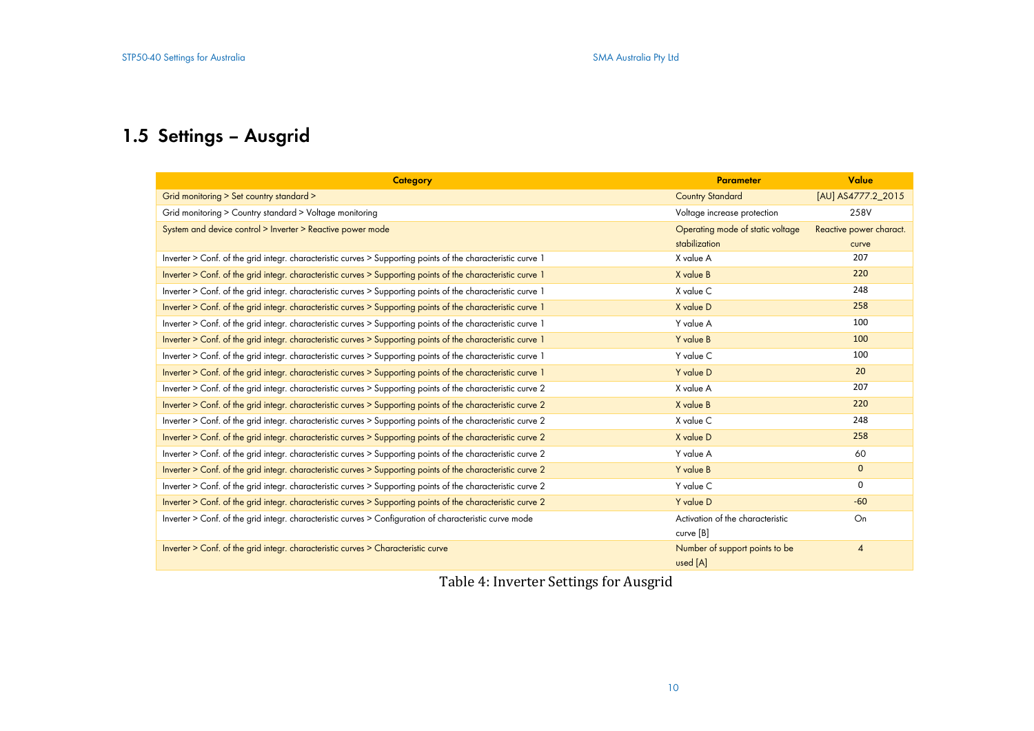## 1.5 Settings – Ausgrid

| Category | Parameter | Value |
|---|---|---|
| Grid monitoring > Set country standard > | Country Standard | [AU] AS4777.2_2015 |
| Grid monitoring > Country standard > Voltage monitoring | Voltage increase protection | 258V |
| System and device control > Inverter > Reactive power mode | Operating mode of static voltage stabilization | Reactive power charact. curve |
| Inverter > Conf. of the grid integr. characteristic curves > Supporting points of the characteristic curve 1 | X value A | 207 |
| Inverter > Conf. of the grid integr. characteristic curves > Supporting points of the characteristic curve 1 | X value B | 220 |
| Inverter > Conf. of the grid integr. characteristic curves > Supporting points of the characteristic curve 1 | X value C | 248 |
| Inverter > Conf. of the grid integr. characteristic curves > Supporting points of the characteristic curve 1 | X value D | 258 |
| Inverter > Conf. of the grid integr. characteristic curves > Supporting points of the characteristic curve 1 | Y value A | 100 |
| Inverter > Conf. of the grid integr. characteristic curves > Supporting points of the characteristic curve 1 | Y value B | 100 |
| Inverter > Conf. of the grid integr. characteristic curves > Supporting points of the characteristic curve 1 | Y value C | 100 |
| Inverter > Conf. of the grid integr. characteristic curves > Supporting points of the characteristic curve 1 | Y value D | 20 |
| Inverter > Conf. of the grid integr. characteristic curves > Supporting points of the characteristic curve 2 | X value A | 207 |
| Inverter > Conf. of the grid integr. characteristic curves > Supporting points of the characteristic curve 2 | X value B | 220 |
| Inverter > Conf. of the grid integr. characteristic curves > Supporting points of the characteristic curve 2 | X value C | 248 |
| Inverter > Conf. of the grid integr. characteristic curves > Supporting points of the characteristic curve 2 | X value D | 258 |
| Inverter > Conf. of the grid integr. characteristic curves > Supporting points of the characteristic curve 2 | Y value A | 60 |
| Inverter > Conf. of the grid integr. characteristic curves > Supporting points of the characteristic curve 2 | Y value B | 0 |
| Inverter > Conf. of the grid integr. characteristic curves > Supporting points of the characteristic curve 2 | Y value C | 0 |
| Inverter > Conf. of the grid integr. characteristic curves > Supporting points of the characteristic curve 2 | Y value D | -60 |
| Inverter > Conf. of the grid integr. characteristic curves > Configuration of characteristic curve mode | Activation of the characteristic curve [B] | On |
| Inverter > Conf. of the grid integr. characteristic curves > Characteristic curve | Number of support points to be used [A] | 4 |

Table 4: Inverter Settings for Ausgrid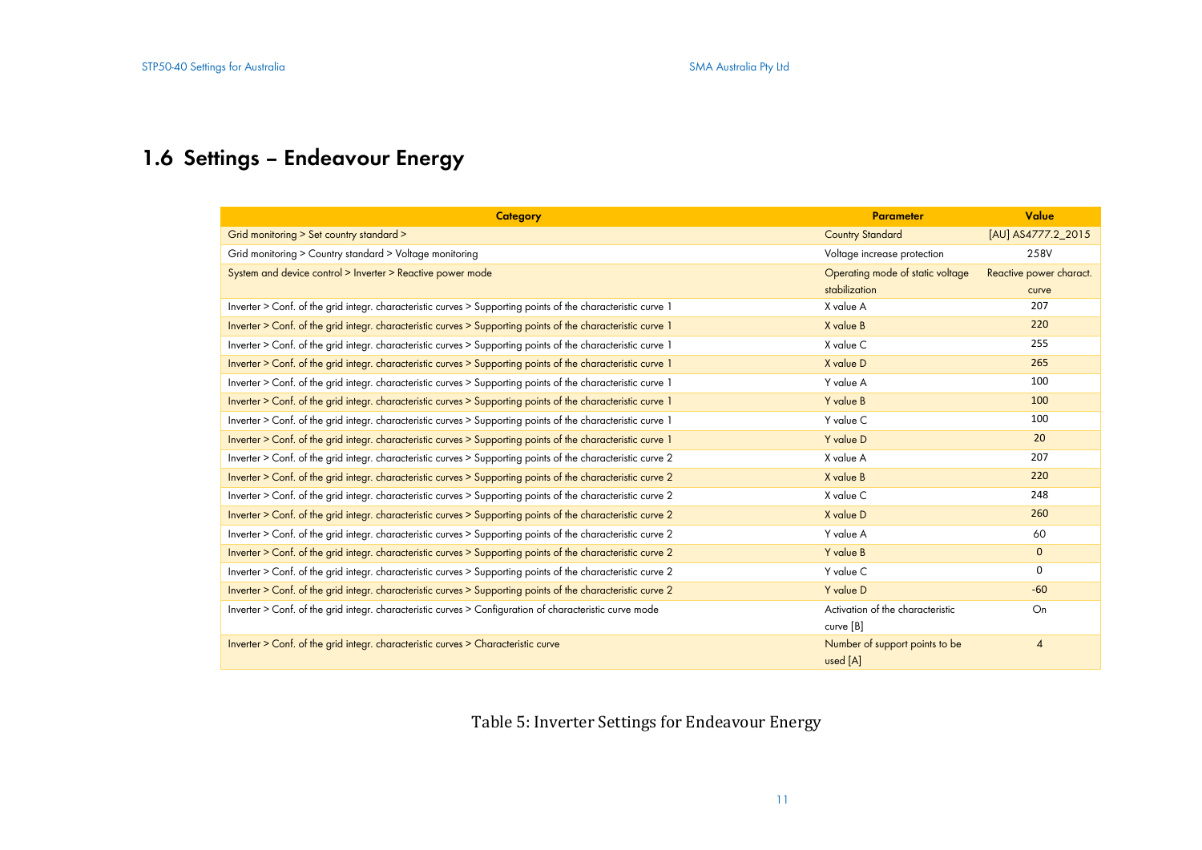## 1.6 Settings – Endeavour Energy

| Category | Parameter | Value |
|---|---|---|
| Grid monitoring > Set country standard > | Country Standard | [AU] AS4777.2_2015 |
| Grid monitoring > Country standard > Voltage monitoring | Voltage increase protection | 258V |
| System and device control > Inverter > Reactive power mode | Operating mode of static voltage stabilization | Reactive power charact. curve |
| Inverter > Conf. of the grid integr. characteristic curves > Supporting points of the characteristic curve 1 | X value A | 207 |
| Inverter > Conf. of the grid integr. characteristic curves > Supporting points of the characteristic curve 1 | X value B | 220 |
| Inverter > Conf. of the grid integr. characteristic curves > Supporting points of the characteristic curve 1 | X value C | 255 |
| Inverter > Conf. of the grid integr. characteristic curves > Supporting points of the characteristic curve 1 | X value D | 265 |
| Inverter > Conf. of the grid integr. characteristic curves > Supporting points of the characteristic curve 1 | Y value A | 100 |
| Inverter > Conf. of the grid integr. characteristic curves > Supporting points of the characteristic curve 1 | Y value B | 100 |
| Inverter > Conf. of the grid integr. characteristic curves > Supporting points of the characteristic curve 1 | Y value C | 100 |
| Inverter > Conf. of the grid integr. characteristic curves > Supporting points of the characteristic curve 1 | Y value D | 20 |
| Inverter > Conf. of the grid integr. characteristic curves > Supporting points of the characteristic curve 2 | X value A | 207 |
| Inverter > Conf. of the grid integr. characteristic curves > Supporting points of the characteristic curve 2 | X value B | 220 |
| Inverter > Conf. of the grid integr. characteristic curves > Supporting points of the characteristic curve 2 | X value C | 248 |
| Inverter > Conf. of the grid integr. characteristic curves > Supporting points of the characteristic curve 2 | X value D | 260 |
| Inverter > Conf. of the grid integr. characteristic curves > Supporting points of the characteristic curve 2 | Y value A | 60 |
| Inverter > Conf. of the grid integr. characteristic curves > Supporting points of the characteristic curve 2 | Y value B | 0 |
| Inverter > Conf. of the grid integr. characteristic curves > Supporting points of the characteristic curve 2 | Y value C | 0 |
| Inverter > Conf. of the grid integr. characteristic curves > Supporting points of the characteristic curve 2 | Y value D | -60 |
| Inverter > Conf. of the grid integr. characteristic curves > Configuration of characteristic curve mode | Activation of the characteristic curve [B] | On |
| Inverter > Conf. of the grid integr. characteristic curves > Characteristic curve | Number of support points to be used [A] | 4 |

Table 5: Inverter Settings for Endeavour Energy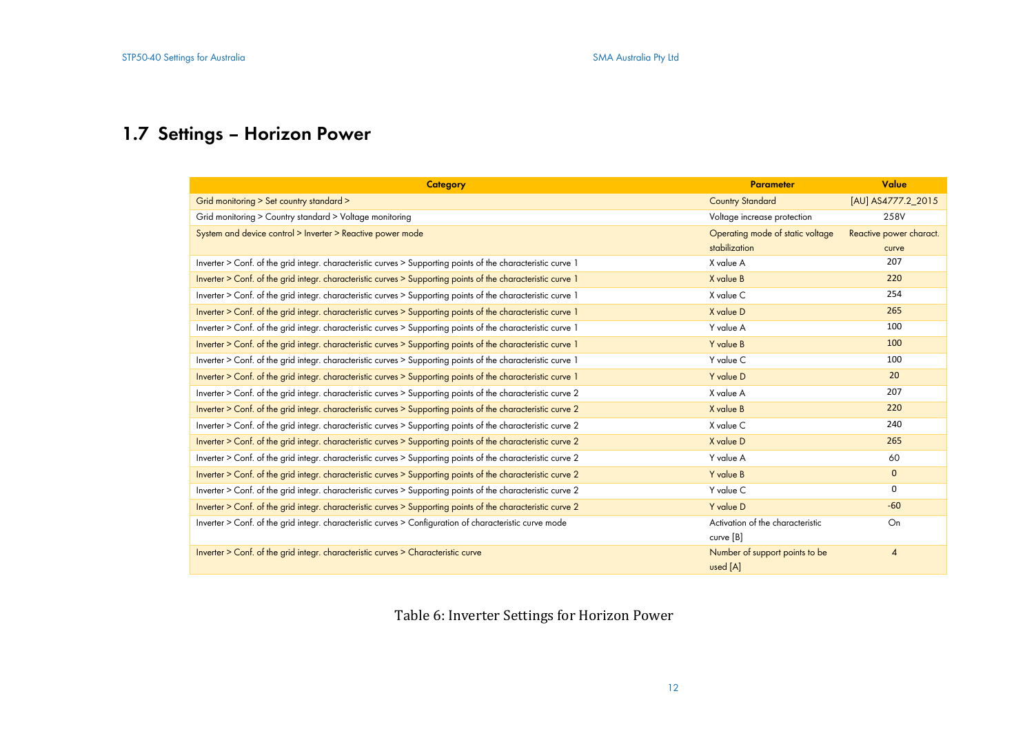## 1.7 Settings – Horizon Power

| Category | Parameter | Value |
|---|---|---|
| Grid monitoring > Set country standard > | Country Standard | [AU] AS4777.2_2015 |
| Grid monitoring > Country standard > Voltage monitoring | Voltage increase protection | 258V |
| System and device control > Inverter > Reactive power mode | Operating mode of static voltage stabilization | Reactive power charact. curve |
| Inverter > Conf. of the grid integr. characteristic curves > Supporting points of the characteristic curve 1 | X value A | 207 |
| Inverter > Conf. of the grid integr. characteristic curves > Supporting points of the characteristic curve 1 | X value B | 220 |
| Inverter > Conf. of the grid integr. characteristic curves > Supporting points of the characteristic curve 1 | X value C | 254 |
| Inverter > Conf. of the grid integr. characteristic curves > Supporting points of the characteristic curve 1 | X value D | 265 |
| Inverter > Conf. of the grid integr. characteristic curves > Supporting points of the characteristic curve 1 | Y value A | 100 |
| Inverter > Conf. of the grid integr. characteristic curves > Supporting points of the characteristic curve 1 | Y value B | 100 |
| Inverter > Conf. of the grid integr. characteristic curves > Supporting points of the characteristic curve 1 | Y value C | 100 |
| Inverter > Conf. of the grid integr. characteristic curves > Supporting points of the characteristic curve 1 | Y value D | 20 |
| Inverter > Conf. of the grid integr. characteristic curves > Supporting points of the characteristic curve 2 | X value A | 207 |
| Inverter > Conf. of the grid integr. characteristic curves > Supporting points of the characteristic curve 2 | X value B | 220 |
| Inverter > Conf. of the grid integr. characteristic curves > Supporting points of the characteristic curve 2 | X value C | 240 |
| Inverter > Conf. of the grid integr. characteristic curves > Supporting points of the characteristic curve 2 | X value D | 265 |
| Inverter > Conf. of the grid integr. characteristic curves > Supporting points of the characteristic curve 2 | Y value A | 60 |
| Inverter > Conf. of the grid integr. characteristic curves > Supporting points of the characteristic curve 2 | Y value B | 0 |
| Inverter > Conf. of the grid integr. characteristic curves > Supporting points of the characteristic curve 2 | Y value C | 0 |
| Inverter > Conf. of the grid integr. characteristic curves > Supporting points of the characteristic curve 2 | Y value D | -60 |
| Inverter > Conf. of the grid integr. characteristic curves > Configuration of characteristic curve mode | Activation of the characteristic curve [B] | On |
| Inverter > Conf. of the grid integr. characteristic curves > Characteristic curve | Number of support points to be used [A] | 4 |

Table 6: Inverter Settings for Horizon Power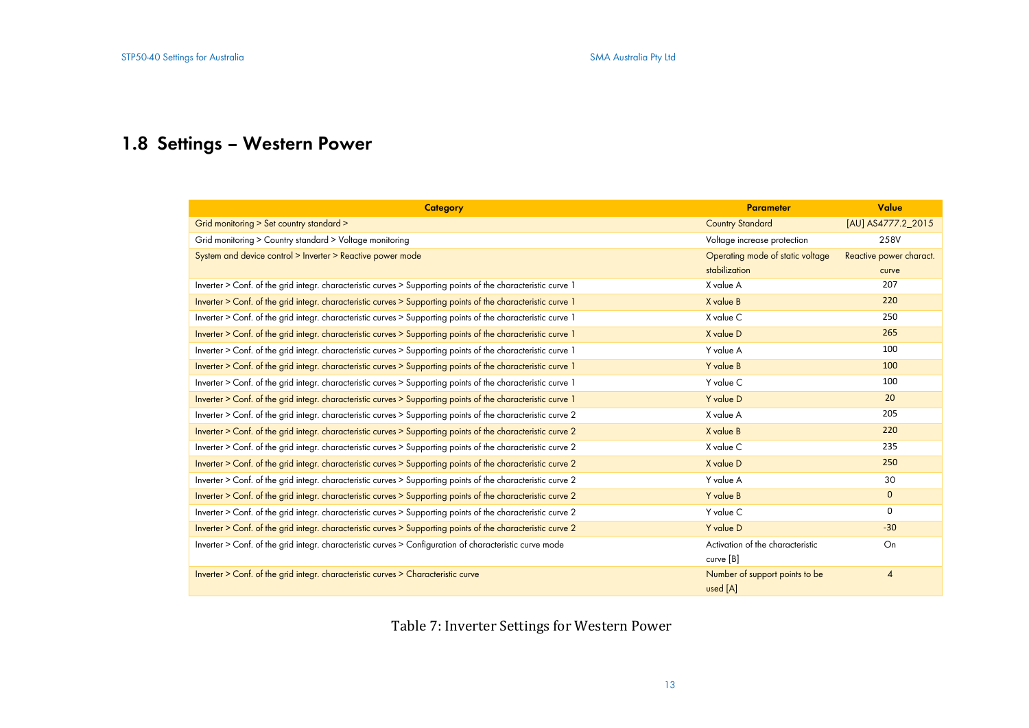## 1.8 Settings – Western Power

| Category | Parameter | Value |
|---|---|---|
| Grid monitoring > Set country standard > | Country Standard | [AU] AS4777.2_2015 |
| Grid monitoring > Country standard > Voltage monitoring | Voltage increase protection | 258V |
| System and device control > Inverter > Reactive power mode | Operating mode of static voltage stabilization | Reactive power charact. curve |
| Inverter > Conf. of the grid integr. characteristic curves > Supporting points of the characteristic curve 1 | X value A | 207 |
| Inverter > Conf. of the grid integr. characteristic curves > Supporting points of the characteristic curve 1 | X value B | 220 |
| Inverter > Conf. of the grid integr. characteristic curves > Supporting points of the characteristic curve 1 | X value C | 250 |
| Inverter > Conf. of the grid integr. characteristic curves > Supporting points of the characteristic curve 1 | X value D | 265 |
| Inverter > Conf. of the grid integr. characteristic curves > Supporting points of the characteristic curve 1 | Y value A | 100 |
| Inverter > Conf. of the grid integr. characteristic curves > Supporting points of the characteristic curve 1 | Y value B | 100 |
| Inverter > Conf. of the grid integr. characteristic curves > Supporting points of the characteristic curve 1 | Y value C | 100 |
| Inverter > Conf. of the grid integr. characteristic curves > Supporting points of the characteristic curve 1 | Y value D | 20 |
| Inverter > Conf. of the grid integr. characteristic curves > Supporting points of the characteristic curve 2 | X value A | 205 |
| Inverter > Conf. of the grid integr. characteristic curves > Supporting points of the characteristic curve 2 | X value B | 220 |
| Inverter > Conf. of the grid integr. characteristic curves > Supporting points of the characteristic curve 2 | X value C | 235 |
| Inverter > Conf. of the grid integr. characteristic curves > Supporting points of the characteristic curve 2 | X value D | 250 |
| Inverter > Conf. of the grid integr. characteristic curves > Supporting points of the characteristic curve 2 | Y value A | 30 |
| Inverter > Conf. of the grid integr. characteristic curves > Supporting points of the characteristic curve 2 | Y value B | 0 |
| Inverter > Conf. of the grid integr. characteristic curves > Supporting points of the characteristic curve 2 | Y value C | 0 |
| Inverter > Conf. of the grid integr. characteristic curves > Supporting points of the characteristic curve 2 | Y value D | -30 |
| Inverter > Conf. of the grid integr. characteristic curves > Configuration of characteristic curve mode | Activation of the characteristic curve [B] | On |
| Inverter > Conf. of the grid integr. characteristic curves > Characteristic curve | Number of support points to be used [A] | 4 |

Table 7: Inverter Settings for Western Power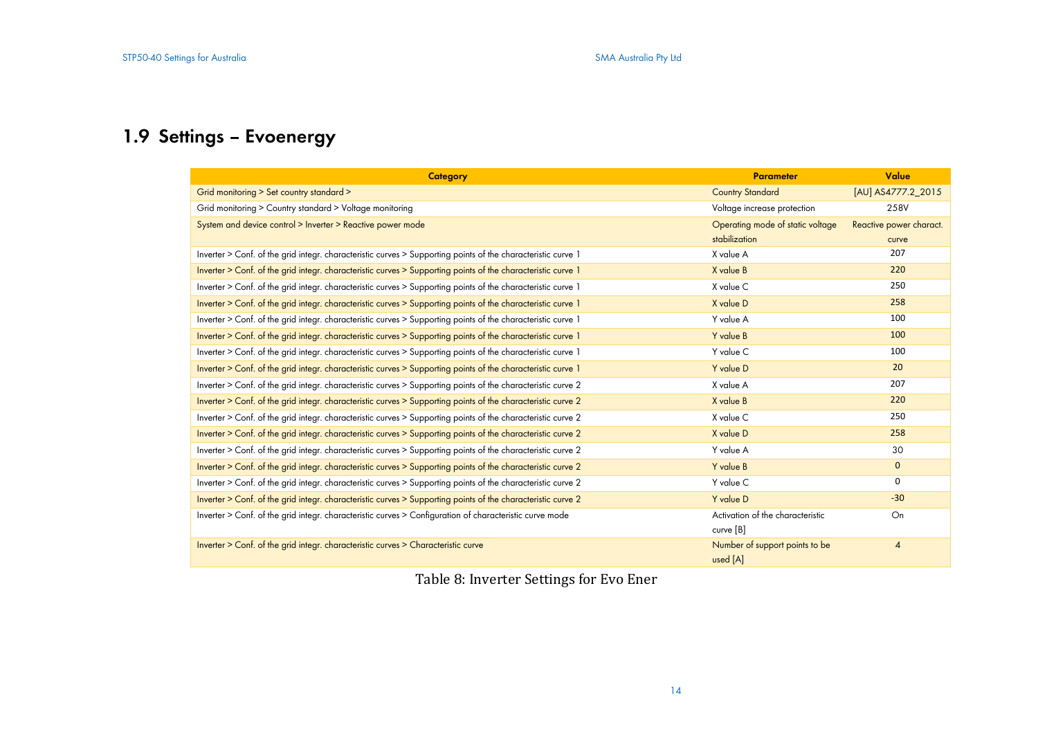## 1.9 Settings – Evoenergy

| Category | Parameter | Value |
|---|---|---|
| Grid monitoring > Set country standard > | Country Standard | [AU] AS4777.2_2015 |
| Grid monitoring > Country standard > Voltage monitoring | Voltage increase protection | 258V |
| System and device control > Inverter > Reactive power mode | Operating mode of static voltage stabilization | Reactive power charact. curve |
| Inverter > Conf. of the grid integr. characteristic curves > Supporting points of the characteristic curve 1 | X value A | 207 |
| Inverter > Conf. of the grid integr. characteristic curves > Supporting points of the characteristic curve 1 | X value B | 220 |
| Inverter > Conf. of the grid integr. characteristic curves > Supporting points of the characteristic curve 1 | X value C | 250 |
| Inverter > Conf. of the grid integr. characteristic curves > Supporting points of the characteristic curve 1 | X value D | 258 |
| Inverter > Conf. of the grid integr. characteristic curves > Supporting points of the characteristic curve 1 | Y value A | 100 |
| Inverter > Conf. of the grid integr. characteristic curves > Supporting points of the characteristic curve 1 | Y value B | 100 |
| Inverter > Conf. of the grid integr. characteristic curves > Supporting points of the characteristic curve 1 | Y value C | 100 |
| Inverter > Conf. of the grid integr. characteristic curves > Supporting points of the characteristic curve 1 | Y value D | 20 |
| Inverter > Conf. of the grid integr. characteristic curves > Supporting points of the characteristic curve 2 | X value A | 207 |
| Inverter > Conf. of the grid integr. characteristic curves > Supporting points of the characteristic curve 2 | X value B | 220 |
| Inverter > Conf. of the grid integr. characteristic curves > Supporting points of the characteristic curve 2 | X value C | 250 |
| Inverter > Conf. of the grid integr. characteristic curves > Supporting points of the characteristic curve 2 | X value D | 258 |
| Inverter > Conf. of the grid integr. characteristic curves > Supporting points of the characteristic curve 2 | Y value A | 30 |
| Inverter > Conf. of the grid integr. characteristic curves > Supporting points of the characteristic curve 2 | Y value B | 0 |
| Inverter > Conf. of the grid integr. characteristic curves > Supporting points of the characteristic curve 2 | Y value C | 0 |
| Inverter > Conf. of the grid integr. characteristic curves > Supporting points of the characteristic curve 2 | Y value D | -30 |
| Inverter > Conf. of the grid integr. characteristic curves > Configuration of characteristic curve mode | Activation of the characteristic curve [B] | On |
| Inverter > Conf. of the grid integr. characteristic curves > Characteristic curve | Number of support points to be used [A] | 4 |

Table 8: Inverter Settings for Evo Ener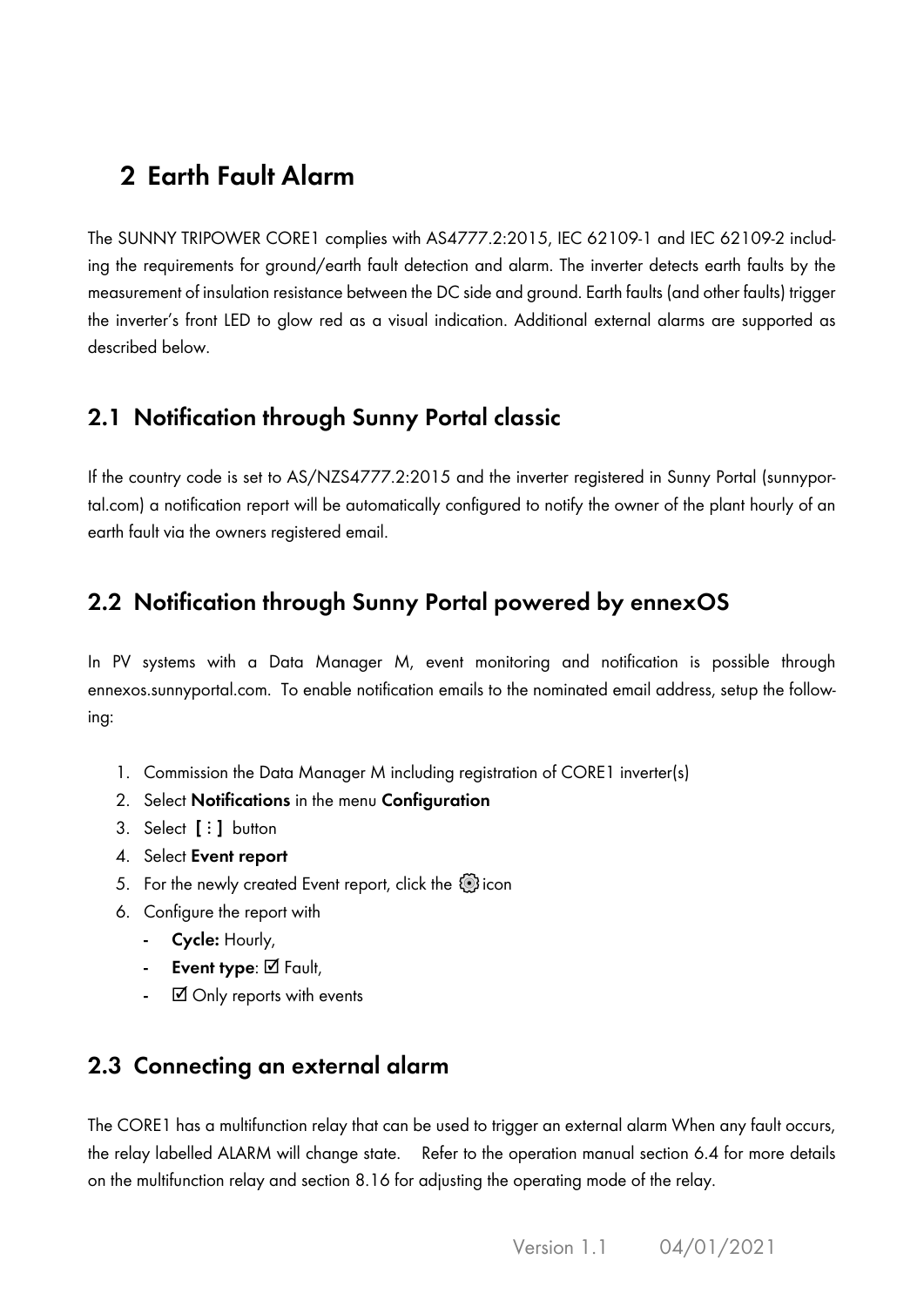# 2 Earth Fault Alarm

The SUNNY TRIPOWER CORE1 complies with AS4777.2:2015, IEC 62109-1 and IEC 62109-2 including the requirements for ground/earth fault detection and alarm. The inverter detects earth faults by the measurement of insulation resistance between the DC side and ground. Earth faults (and other faults) trigger the inverter's front LED to glow red as a visual indication. Additional external alarms are supported as described below.

## 2.1 Notification through Sunny Portal classic

If the country code is set to AS/NZS4777.2:2015 and the inverter registered in Sunny Portal (sunnyportal.com) a notification report will be automatically configured to notify the owner of the plant hourly of an earth fault via the owners registered email.

## 2.2 Notification through Sunny Portal powered by ennexOS

In PV systems with a Data Manager M, event monitoring and notification is possible through ennexos.sunnyportal.com. To enable notification emails to the nominated email address, setup the following:

1. Commission the Data Manager M including registration of CORE1 inverter(s)
2. Select **Notifications** in the menu **Configuration**
3. Select **[ ⋮ ]** button
4. Select **Event report**
5. For the newly created Event report, click the ⚙ icon
6. Configure the report with
   - **Cycle:** Hourly,
   - **Event type**: ☑ Fault,
   - ☑ Only reports with events

## 2.3 Connecting an external alarm

The CORE1 has a multifunction relay that can be used to trigger an external alarm When any fault occurs, the relay labelled ALARM will change state. Refer to the operation manual section 6.4 for more details on the multifunction relay and section 8.16 for adjusting the operating mode of the relay.

Version 1.1 04/01/2021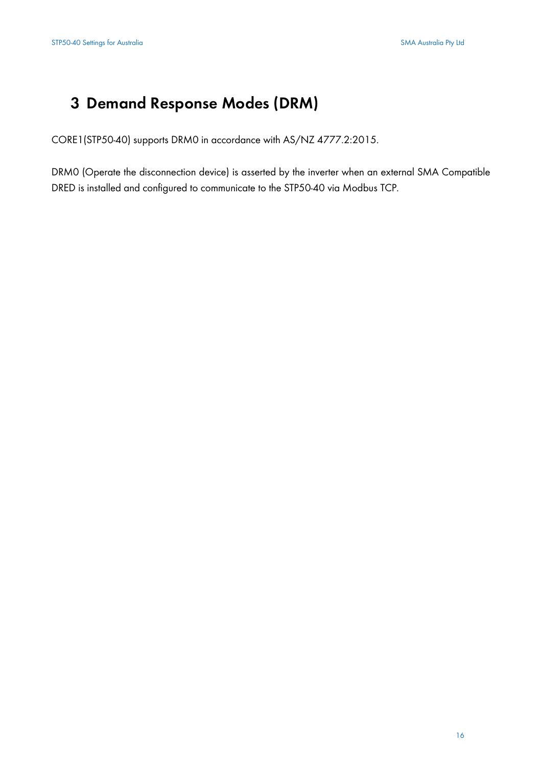# 3 Demand Response Modes (DRM)

CORE1(STP50-40) supports DRM0 in accordance with AS/NZ 4777.2:2015.

DRM0 (Operate the disconnection device) is asserted by the inverter when an external SMA Compatible DRED is installed and configured to communicate to the STP50-40 via Modbus TCP.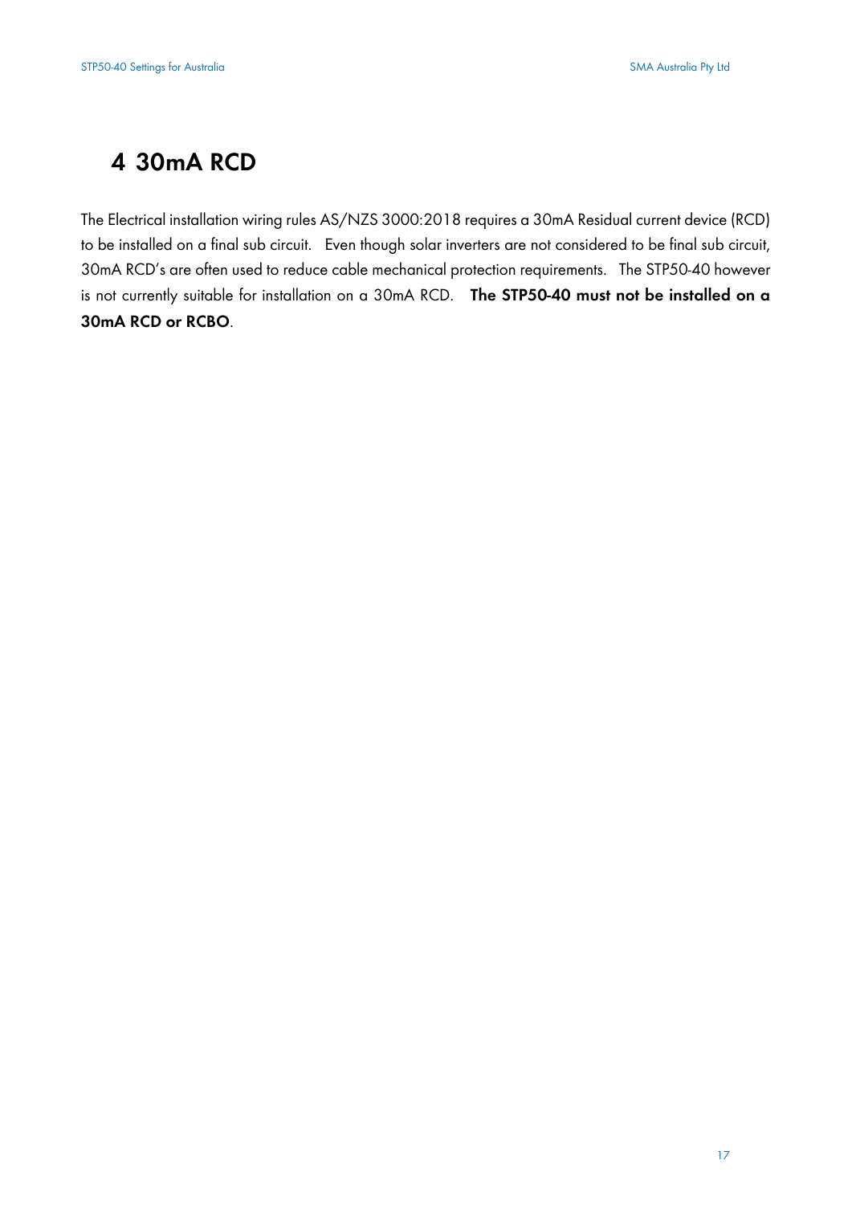# 4 30mA RCD

The Electrical installation wiring rules AS/NZS 3000:2018 requires a 30mA Residual current device (RCD) to be installed on a final sub circuit. Even though solar inverters are not considered to be final sub circuit, 30mA RCD's are often used to reduce cable mechanical protection requirements. The STP50-40 however is not currently suitable for installation on a 30mA RCD. **The STP50-40 must not be installed on a 30mA RCD or RCBO**.